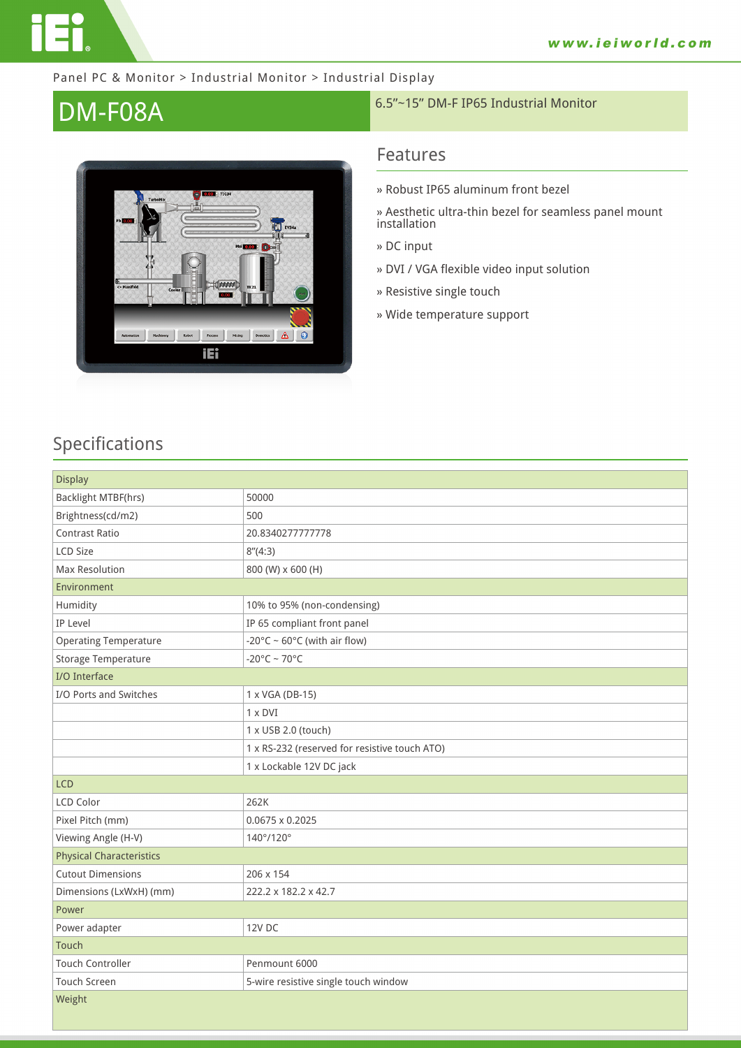Panel PC & Monitor > Industrial Monitor > Industrial Display

# DM-F08A

6.5"~15" DM-F IP65 Industrial Monitor

## Features

- » Robust IP65 aluminum front bezel
- » Aesthetic ultra-thin bezel for seamless panel mount installation
- » DC input
- » DVI / VGA flexible video input solution
- » Resistive single touch
- » Wide temperature support

## Specifications

| Display | |
|---|---|
| Backlight MTBF(hrs) | 50000 |
| Brightness(cd/m2) | 500 |
| Contrast Ratio | 20.8340277777778 |
| LCD Size | 8"(4:3) |
| Max Resolution | 800 (W) x 600 (H) |
| **Environment** | |
| Humidity | 10% to 95% (non-condensing) |
| IP Level | IP 65 compliant front panel |
| Operating Temperature | -20°C ~ 60°C (with air flow) |
| Storage Temperature | -20°C ~ 70°C |
| **I/O Interface** | |
| I/O Ports and Switches | 1 x VGA (DB-15) |
| | 1 x DVI |
| | 1 x USB 2.0 (touch) |
| | 1 x RS-232 (reserved for resistive touch ATO) |
| | 1 x Lockable 12V DC jack |
| **LCD** | |
| LCD Color | 262K |
| Pixel Pitch (mm) | 0.0675 x 0.2025 |
| Viewing Angle (H-V) | 140°/120° |
| **Physical Characteristics** | |
| Cutout Dimensions | 206 x 154 |
| Dimensions (LxWxH) (mm) | 222.2 x 182.2 x 42.7 |
| **Power** | |
| Power adapter | 12V DC |
| **Touch** | |
| Touch Controller | Penmount 6000 |
| Touch Screen | 5-wire resistive single touch window |
| **Weight** | |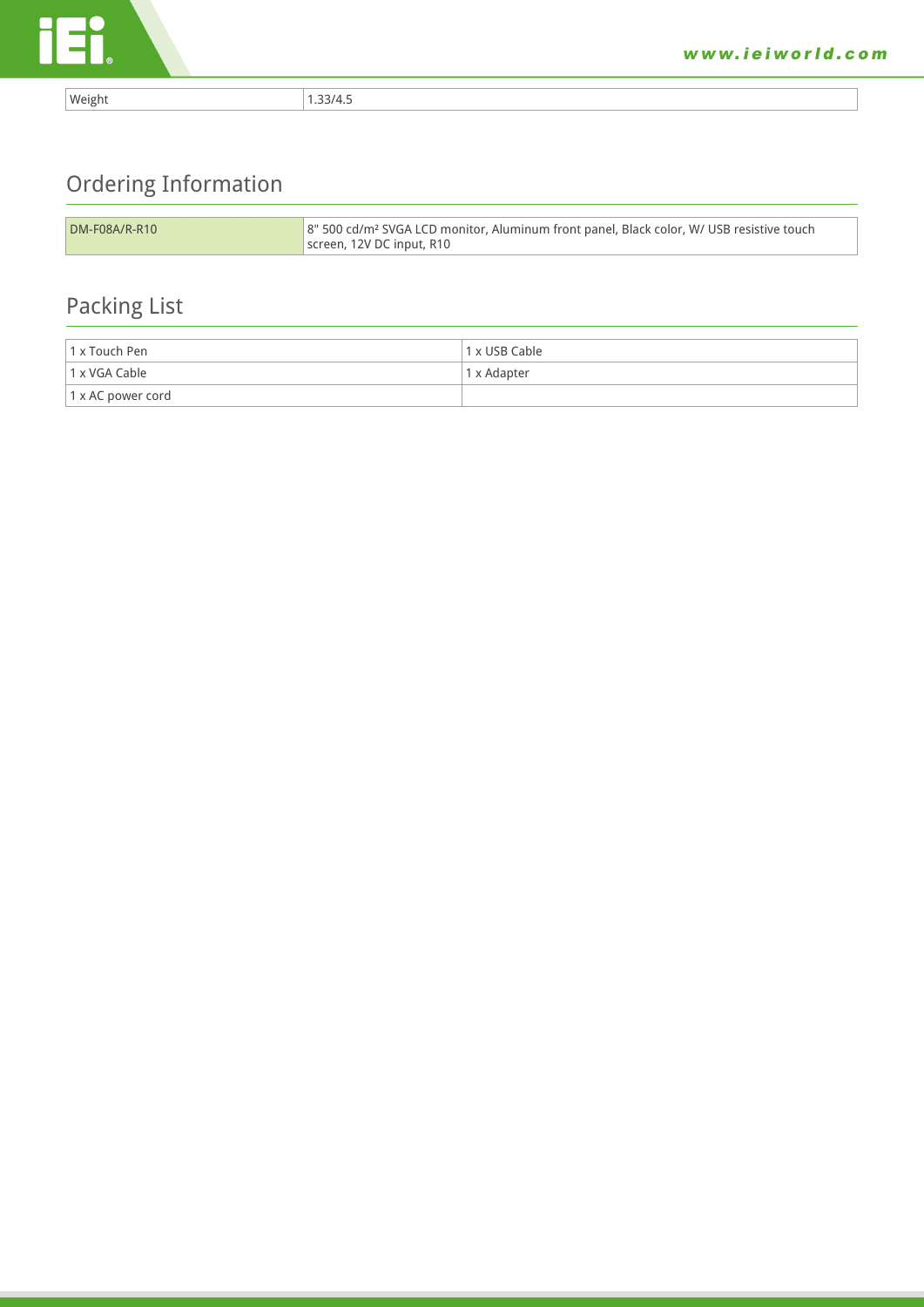| | |
|---|---|
| Weight | 1.33/4.5 |

## Ordering Information

| | |
|---|---|
| DM-F08A/R-R10 | 8" 500 cd/m² SVGA LCD monitor, Aluminum front panel, Black color, W/ USB resistive touch screen, 12V DC input, R10 |

## Packing List

| | |
|---|---|
| 1 x Touch Pen | 1 x USB Cable |
| 1 x VGA Cable | 1 x Adapter |
| 1 x AC power cord | |